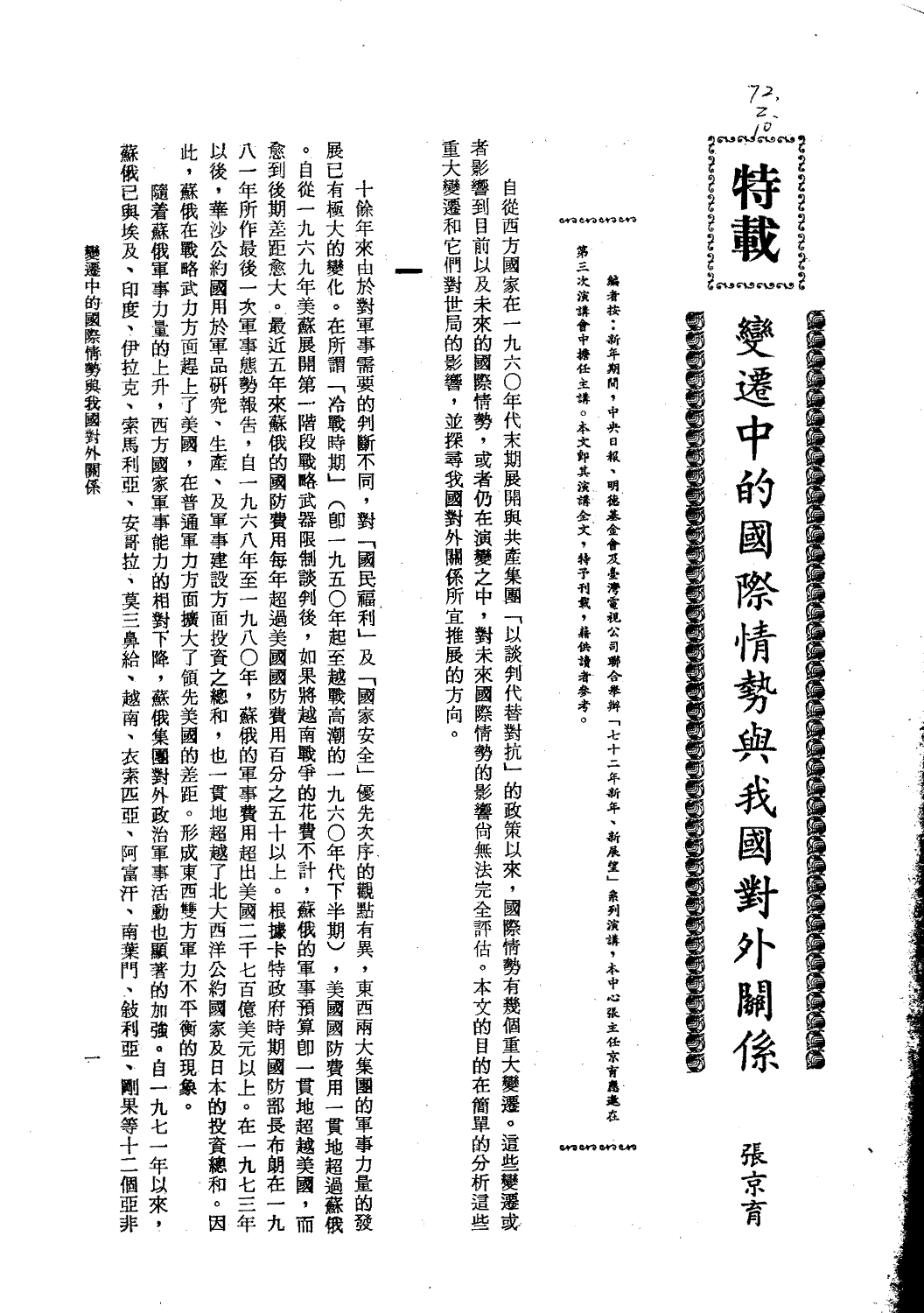特載

# 變遷中的國際情勢與我國對外關係

張京育

編者按：新年期間，中央日報、明德基金會及臺灣電視公司聯合舉辦「七十二年新年、新展望」系列演講，本中心張主任京育應邀在第三次演講會中擔任主講。本文即其演講全文，特予刊載，藉供讀者參考。

自從西方國家在一九六〇年代末期展開與共產集團「以談判代替對抗」的政策以來，國際情勢有幾個重大變遷。這些變遷或者影響到目前以及未來的國際情勢，或者仍在演變之中，對未來國際情勢的影響尚無法完全評估。本文的目的在簡單的分析這些重大變遷和它們對世局的影響，並探尋我國對外關係所宜推展的方向。

## 一

十餘年來由於對軍事需要的判斷不同，對「國民福利」及「國家安全」優先次序的觀點有異，東西兩大集團的軍事力量的發展已有極大的變化。在所謂「冷戰時期」（即一九五〇年起至越戰高潮的一九六〇年代下半期），美國國防費用一貫地超過蘇俄。自從一九六九年美蘇展開第一階段戰略武器限制談判後，如果將越南戰爭的花費不計，蘇俄的軍事預算即一貫地超越美國，而愈到後期差距愈大。最近五年來蘇俄的國防費用每年超過美國國防費用百分之五十以上。根據卡特政府時期國防部長布朗在一九八一年所作最後一次軍事態勢報告，自一九六八年至一九八〇年，蘇俄的軍事費用超出美國二千七百億美元以上。在一九七三年以後，華沙公約國用於軍品研究、生產、及軍事建設方面投資之總和，也一貫地超越了北大西洋公約國家及日本的投資總和。因此，蘇俄在戰略武力方面趕上了美國，在普通軍力方面擴大了領先美國的差距。形成東西雙方軍力不平衡的現象。

隨着蘇俄軍事力量的上升，西方國家軍事能力的相對下降，蘇俄集團對外政治軍事活動也顯著的加強。自一九七一年以來，蘇俄已與埃及、印度、伊拉克、索馬利亞、安哥拉、莫三鼻給、越南、衣索匹亞、阿富汗、南葉門、敍利亞、剛果等十二個亞非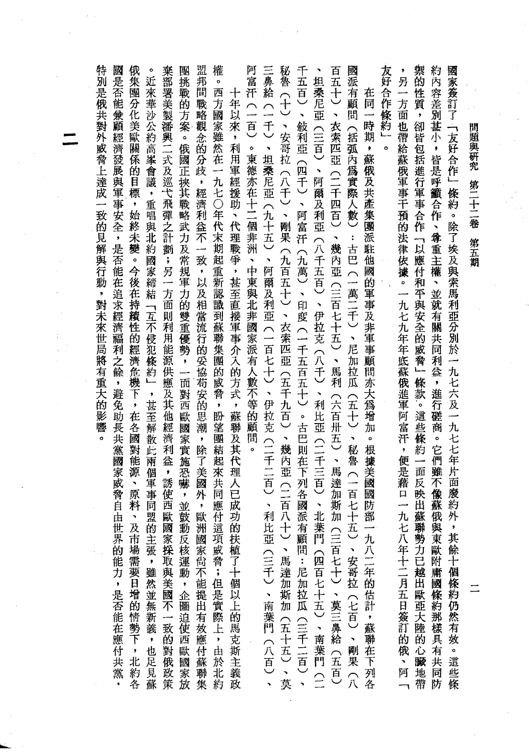國家簽訂了「友好合作」條約。除了埃及與索馬利亞分別於一九七六及一九七七年片面廢約外，其餘十個條約仍然有效。這些條約內容差別甚小，皆是呼籲合作、尊重主權、並就有關共同利益，進行磋商。它們雖不像蘇俄與東歐附庸國條約那樣具有共同防禦的性質，卻皆包括進行軍事合作「以應付和平與安全的威脅」條款。這些條約一面反映出蘇聯勢力已越出歐亞大陸的心臟地帶，另一方面也帶給蘇俄軍事干預的法律依據。一九七九年年底蘇俄進軍阿富汗，便是藉口一九七八年十二月五日簽訂的俄、阿「友好合作條約」。

在同一時期，蘇俄及共產集團派駐他國的軍事及非軍事顧問亦大爲增加。根據美國國防部一九八二年的估計，蘇聯在下列各國派有顧問（括弧內爲實際人數）：古巴（一萬二千）、尼加拉瓜（五十）、秘魯（一百七十五）、安哥拉（七百）、剛果（八百五十）、衣索匹亞（二千四百）、幾內亞（三百七十五）、馬利（六百卅五）、馬達加斯加（三百七十）、莫三鼻給（五百）、坦桑尼亞（三百）、阿爾及利亞（八千五百）、伊拉克（八千）、利比亞（二千三百）、北葉門（四百七十五）、南葉門（二千五百）、敍利亞（四千）、阿富汗（九萬）、印度（一千五百五十）。古巴則在下列各國派有顧問：尼加拉瓜（三千二百）、秘魯（十）、安哥拉（八千）、剛果（九百五十）、衣索匹亞（五千九百）、幾內亞（二百八十）、馬達加斯加（五十五）、莫三鼻給（一千）、坦桑尼亞（九十五）、阿爾及利亞（一百七十）、伊拉克（二千二百）、利比亞（三千）、南葉門（八百）、阿富汗（一百）。東德亦在十二個非洲、中東與北非國家派有人數不等的顧問。

十年以來，利用軍經援助、代理戰爭，甚至直接軍事介入的方式，蘇聯及其代理人已成功的扶植了十個以上的馬克斯主義政權。西方國家雖然在一九七〇年代末期起重新認識到蘇聯集團的威脅，盼望團結起來共同應付這項威脅；但是實際上，由於北約盟邦間戰略觀念的分歧，經濟利益不一致，以及相當流行的妥協苟安的思潮，除了美國外，歐洲國家尚不能提出有效應付蘇聯集團挑戰的方案。俄國正挾其戰略武力及常規軍力的雙重優勢，一面對西歐國家實施恐嚇，並鼓動反核運動，企圖迫使西歐國家放棄部署美製潘興二式及巡弋飛彈之計劃；另一方面則利用能源供應及其他經濟利益，誘使西歐國家採取與美國不一致的對俄政策。近來華沙公約高峯會議，重唱與北約國家締結「互不侵犯條約」，甚至解散此兩個軍事同盟的主張，雖然並無新義，也足見蘇俄集團分化美歐關係的目標，始終未變。今後在持續性的經濟危機下，在各國對能源、原料、及市場需要日增的情勢下，北約各國是否能兼顧經濟發展與軍事安全，是否能在追求經濟福利之餘，避免助長共黨國家威脅自由世界的能力，是否能在應付共黨、特別是俄共對外威脅上達成一致的見解與行動，對未來世局將有重大的影響。

# 二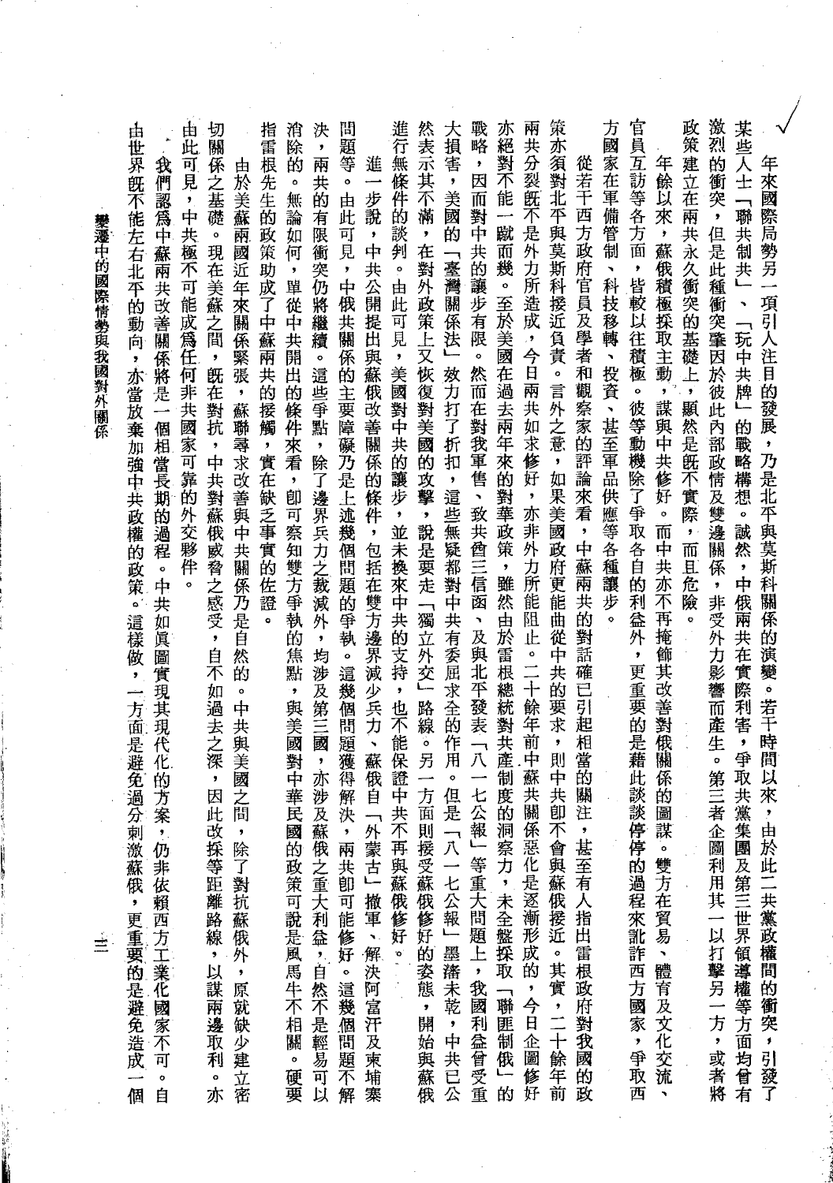年來國際局勢另一項引人注目的發展，乃是北平與莫斯科關係的演變。若干時間以來，由於此二共黨政權間的衝突，引發了某些人士「聯共制共」、「玩中共牌」的戰略構想。誠然，中俄兩共在實際利害，爭取共黨集團及第三世界領導權等方面均曾有激烈的衝突，但是此種衝突肇因於彼此內部政情及雙邊關係，非受外力影響而產生。第三者企圖利用共一以打擊另一方，或者將政策建立在兩共永久衝突的基礎上，顯然是既不實際，而且危險。

年餘以來，蘇俄積極採取主動，謀與中共修好。而中共亦不再掩飾其改善對俄關係的圖謀。雙方在貿易、體育及文化交流、官員互訪等各方面，皆較以往積極。彼等動機除了爭取各自的利益外，更重要的是藉此談談停停的過程來訛詐西方國家，爭取西方國家在軍備管制、科技移轉、投資、甚至軍品供應等各種讓步。

從若干西方政府官員及學者和觀察家的評論來看，中蘇兩共的對話確已引起相當的關注，甚至有人指出雷根政府對我國的政策亦須對北平與莫斯科接近負責。言外之意，如果美國政府更能曲從中共的要求，則中共即不會與蘇俄接近。其實，二十餘年前兩共分裂既不是外力所造成，今日兩共如求修好，亦非外力所能阻止。二十餘年前中蘇共關係惡化是逐漸形成的，今日企圖修好亦絕對不能一蹴而幾。至於美國在過去兩年來的對華政策，雖然由於雷根總統對共產制度的洞察力，未全盤採取「聯匪制俄」的戰略，因而對中共的讓步有限。然而在對我軍售、致共酋三信函、及與北平發表「八一七公報」等重大問題上，我國利益曾受重大損害，美國的「臺灣關係法」效力打了折扣，這些無疑都對中共有委屈求全的作用。但是「八一七公報」墨瀋未乾，中共已公然表示其不滿，在對外政策上又恢復對美國的攻擊，說是要走「獨立外交」路線。另一方面則接受蘇俄修好的姿態，開始與蘇俄進行無條件的談判。由此可見，美國對中共的讓步，並未換來中共的支持，也不能保證中共不再與蘇俄修好。

進一步說，中共公開提出與蘇俄改善關係的條件，包括在雙方邊界減少兵力、蘇俄自「外蒙古」撤軍、解決阿富汗及柬埔寨問題等。由此可見，中俄共關係的主要障礙乃是上述幾個問題的爭執。這幾個問題獲得解決，兩共即可能修好。這幾個問題不解決，兩共的有限衝突仍將繼續。這些爭點，除了邊界兵力之裁減外，均涉及第三國，亦涉及蘇俄之重大利益，自然不是輕易可以消除的。無論如何，單從中共開出的條件來看，即可察知雙方爭執的焦點，與美國對中華民國的政策可說是風馬牛不相關。硬要指雷根先生的政策助成了中蘇兩共的接觸，實在缺乏事實的佐證。

由於美蘇兩國近年來關係緊張，蘇聯尋求改善與中共關係乃是自然的。中共與美國之間，除了對抗蘇俄外，原就缺少建立密切關係之基礎。現在美蘇之間，既在對抗，中共對蘇俄威脅之感受，自不如過去之深，因此改採等距離路線，以謀兩邊取利。亦由此可見，中共極不可能成為任何非共國家可靠的外交夥伴。

我們認為中蘇兩共改善關係將是一個相當長期的過程。中共如真圖實現其現代化的方案，仍非依賴西方工業化國家不可。自由世界既不能左右北平的動向，亦當放棄加強中共政權的政策。這樣做，一方面是避免過分刺激蘇俄，更重要的是避免造成一個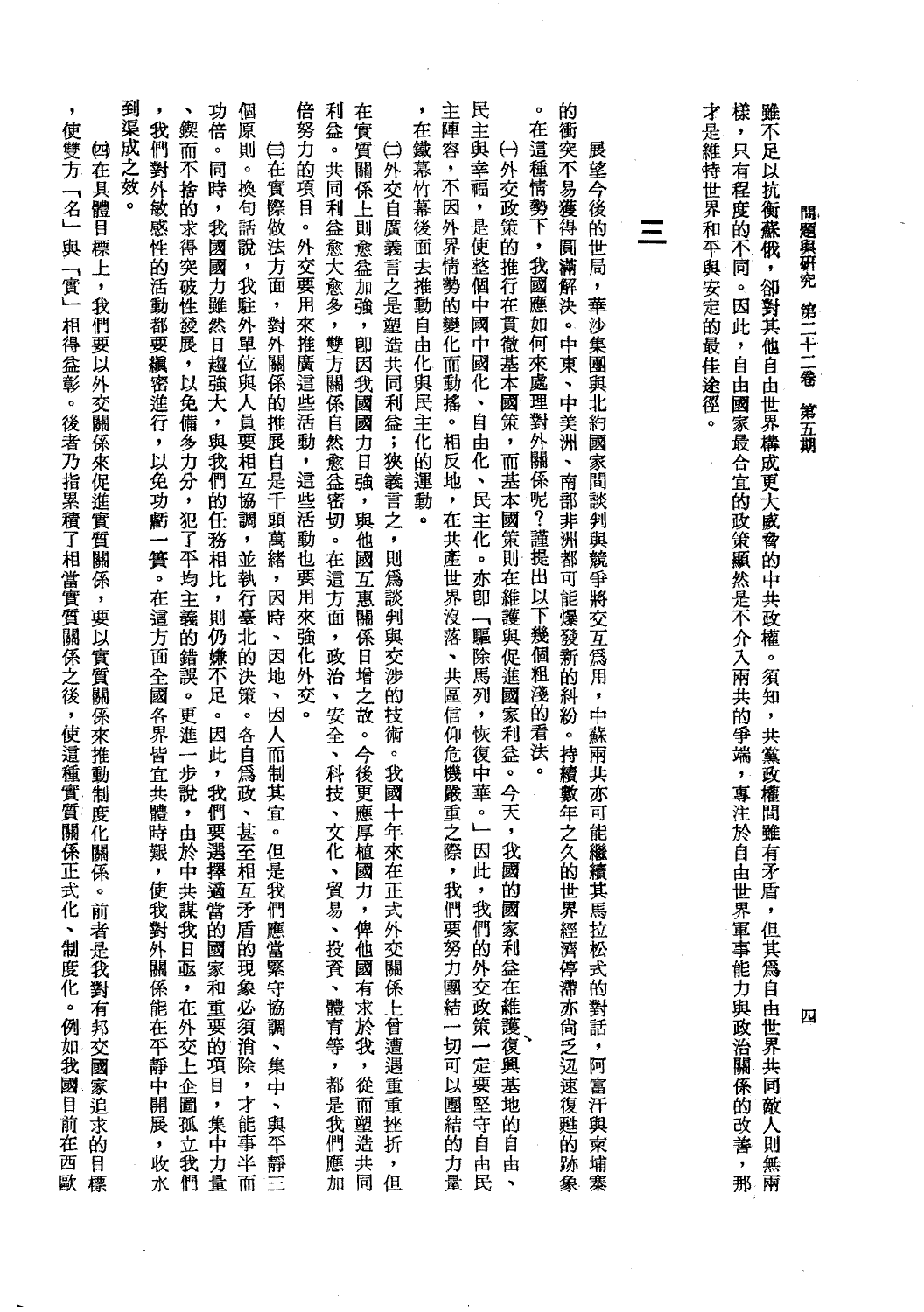雖不足以抗衡蘇俄，卻對其他自由世界構成更大威脅的中共政權。須知，共黨政權間雖有矛盾，但其爲自由世界共同敵人則無兩樣，只有程度的不同。因此，自由國家最合宜的政策顯然是不介入兩共的爭端，專注於自由世界軍事能力與政治關係的改善，那才是維持世界和平與安定的最佳途徑。

# 三

展望今後的世局，華沙集團與北約國家間談判與競爭將交互爲用，中蘇兩共亦可能繼續其馬拉松式的對話，阿富汗與柬埔寨的衝突不易獲得圓滿解決。中東、中美洲、南部非洲都可能爆發新的糾紛。持續數年之久的世界經濟停滯亦尚乏迅速復甦的跡象。在這種情勢下，我國應如何來處理對外關係呢？謹提出以下幾個粗淺的看法。

㈠外交政策的推行在貫徹基本國策，而基本國策則在維護與促進國家利益。今天，我國的國家利益在維護復興基地的自由、民主與幸福，是使整個中國中國化、自由化、民主化。亦即「驅除馬列，恢復中華。」因此，我們的外交政策一定要堅守自由民主陣容，不因外界情勢的變化而動搖。相反地，在共產世界沒落、共區信仰危機嚴重之際，我們要努力團結一切可以團結的力量，在鐵幕竹幕後面去推動自由化與民主化的運動。

㈡外交自廣義言之是塑造共同利益；狹義言之，則爲談判與交涉的技術。我國十年來在正式外交關係上曾遭遇重重挫折，但在實質關係上則愈益加強，卽因我國國力日強，與他國互惠關係日增之故。今後更應厚植國力，俾他國有求於我，從而塑造共同利益。共同利益愈大愈多，雙方關係自然愈益密切。在這方面，政治、安全、科技、文化、貿易、投資、體育等，都是我們應加倍努力的項目。外交要用來推廣這些活動，這些活動也要用來強化外交。

㈢在實際做法方面，對外關係的推展自是千頭萬緒，因時、因地、因人而制其宜。但是我們應當緊守協調、集中、與平靜三個原則。換句話說，我駐外單位與人員要相互協調，並執行臺北的決策。各自爲政、甚至相互矛盾的現象必須消除，才能事半而功倍。同時，我國國力雖然日趨強大，與我們的任務相比，則仍嫌不足。因此，我們要選擇適當的國家和重要的項目，集中力量、鍥而不捨的求得突破性發展，以免備多力分，犯了平均主義的錯誤。更進一步說，由於中共謀我日亟，在外交上企圖孤立我們，我們對外敏感性的活動都要縝密進行，以免功虧一簣。在這方面全國各界皆宜共體時艱，使我對外關係能在平靜中開展，收水到渠成之效。

㈣在具體目標上，我們要以外交關係來促進實質關係，要以實質關係來推動制度化關係。前者是我對有邦交國家追求的目標，使雙方「名」與「實」相得益彰。後者乃指累積了相當實質關係之後，使這種實質關係正式化、制度化。例如我國目前在西歐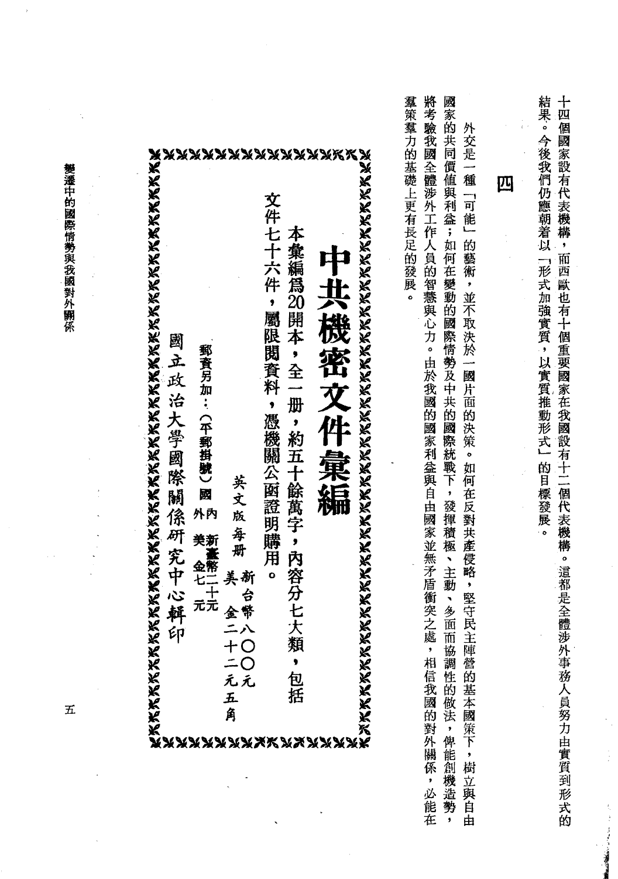十四個國家設有代表機構，而西歐也有十個重要國家在我國設有十二個代表機構。這都是全體涉外事務人員努力由實質到形式的結果。今後我們仍應朝着以「形式加強實質，以實質推動形式」的目標發展。

## 四

外交是一種「可能」的藝術，並不取決於一國片面的決策。如何在反對共產侵略，堅守民主陣營的基本國策下，樹立與自由國家的共同價值與利益；如何在變動的國際情勢及中共的國際統戰下，發揮積極、主動、多面而協調性的做法，俾能創機造勢，將考驗我國全體涉外工作人員的智慧與心力。由於我國的國家利益與自由國家並無矛盾衝突之處，相信我國的對外關係，必能在羣策羣力的基礎上更有長足的發展。

---

# 中共機密文件彙編

本彙編爲20開本，全一冊，約五十餘萬字，內容分七大類，包括文件七十六件，屬限閱資料，憑機關公函證明購用。

英文版每冊　新台幣八〇〇元　美金二十二元五角

郵資另加：(平郵掛號）國內　新臺幣二十元　國外　美金七元

國立政治大學國際關係研究中心輯印